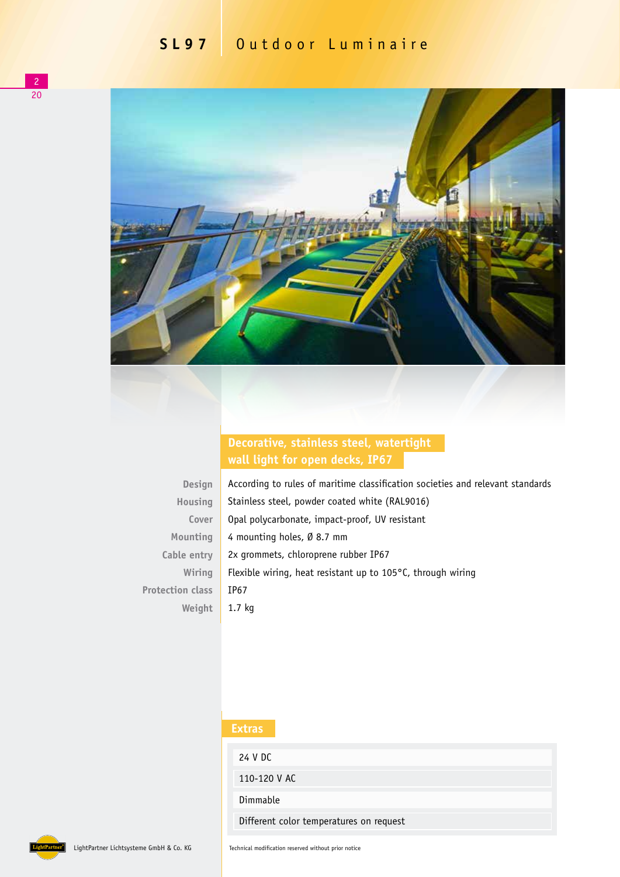# SL97 Outdoor Luminaire

## Decorative, stainless steel, watertight wall light for open decks, IP67

| | |
|---|---|
| Design | According to rules of maritime classification societies and relevant standards |
| Housing | Stainless steel, powder coated white (RAL9016) |
| Cover | Opal polycarbonate, impact-proof, UV resistant |
| Mounting | 4 mounting holes, Ø 8.7 mm |
| Cable entry | 2x grommets, chloroprene rubber IP67 |
| Wiring | Flexible wiring, heat resistant up to 105°C, through wiring |
| Protection class | IP67 |
| Weight | 1.7 kg |

## Extras

- 24 V DC
- 110-120 V AC
- Dimmable
- Different color temperatures on request

LightPartner Lichtsysteme GmbH & Co. KG

Technical modification reserved without prior notice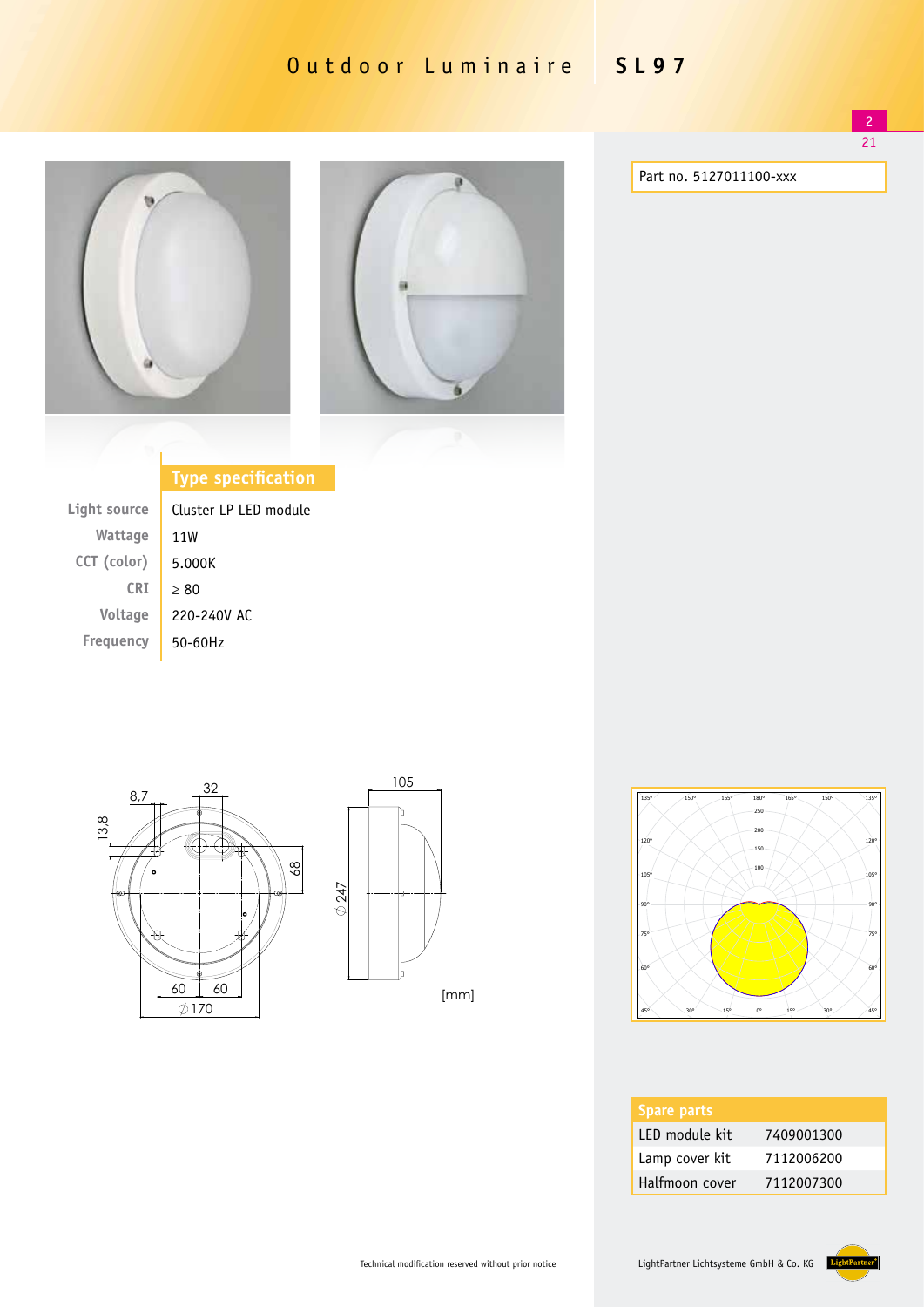# Outdoor Luminaire SL97

Part no. 5127011100-xxx

## Type specification

| | |
|---|---|
| Light source | Cluster LP LED module |
| Wattage | 11W |
| CCT (color) | 5.000K |
| CRI | ≥ 80 |
| Voltage | 220-240V AC |
| Frequency | 50-60Hz |

8,7
32
13,8
68
60
60
∅170
105
∅247
[mm]

135° 150° 165° 180° 165° 150° 135°
250
200
150
100
120° 120°
105° 105°
90° 90°
75° 75°
60° 60°
45° 30° 15° 0° 15° 30° 45°

## Spare parts

| | |
|---|---|
| LED module kit | 7409001300 |
| Lamp cover kit | 7112006200 |
| Halfmoon cover | 7112007300 |

Technical modification reserved without prior notice

LightPartner Lichtsysteme GmbH & Co. KG